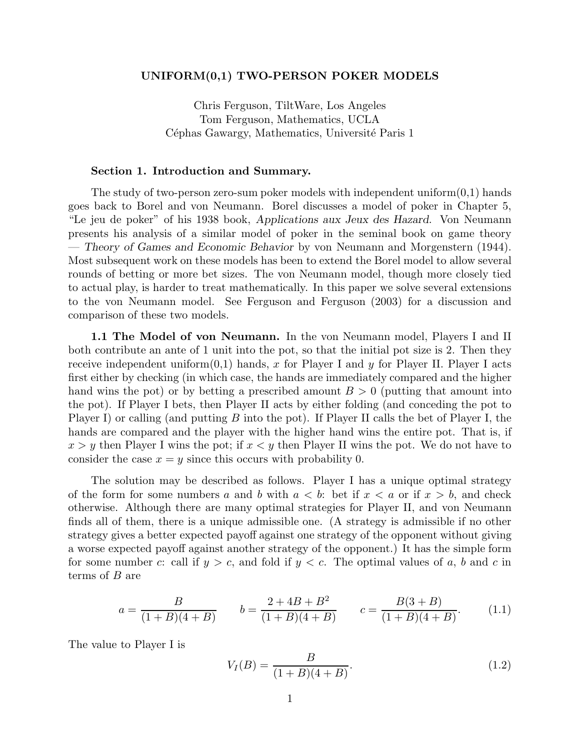# UNIFORM(0,1) TWO-PERSON POKER MODELS

Chris Ferguson, TiltWare, Los Angeles
Tom Ferguson, Mathematics, UCLA
Céphas Gawargy, Mathematics, Université Paris 1

## Section 1. Introduction and Summary.

The study of two-person zero-sum poker models with independent uniform(0,1) hands goes back to Borel and von Neumann. Borel discusses a model of poker in Chapter 5, "Le jeu de poker" of his 1938 book, *Applications aux Jeux des Hazard*. Von Neumann presents his analysis of a similar model of poker in the seminal book on game theory — *Theory of Games and Economic Behavior* by von Neumann and Morgenstern (1944). Most subsequent work on these models has been to extend the Borel model to allow several rounds of betting or more bet sizes. The von Neumann model, though more closely tied to actual play, is harder to treat mathematically. In this paper we solve several extensions to the von Neumann model. See Ferguson and Ferguson (2003) for a discussion and comparison of these two models.

**1.1 The Model of von Neumann.** In the von Neumann model, Players I and II both contribute an ante of 1 unit into the pot, so that the initial pot size is 2. Then they receive independent uniform(0,1) hands, $x$ for Player I and $y$ for Player II. Player I acts first either by checking (in which case, the hands are immediately compared and the higher hand wins the pot) or by betting a prescribed amount $B > 0$ (putting that amount into the pot). If Player I bets, then Player II acts by either folding (and conceding the pot to Player I) or calling (and putting $B$ into the pot). If Player II calls the bet of Player I, the hands are compared and the player with the higher hand wins the entire pot. That is, if $x > y$ then Player I wins the pot; if $x < y$ then Player II wins the pot. We do not have to consider the case $x = y$ since this occurs with probability 0.

The solution may be described as follows. Player I has a unique optimal strategy of the form for some numbers $a$ and $b$ with $a < b$: bet if $x < a$ or if $x > b$, and check otherwise. Although there are many optimal strategies for Player II, and von Neumann finds all of them, there is a unique admissible one. (A strategy is admissible if no other strategy gives a better expected payoff against one strategy of the opponent without giving a worse expected payoff against another strategy of the opponent.) It has the simple form for some number $c$: call if $y > c$, and fold if $y < c$. The optimal values of $a$, $b$ and $c$ in terms of $B$ are

$$a = \frac{B}{(1+B)(4+B)} \qquad b = \frac{2+4B+B^2}{(1+B)(4+B)} \qquad c = \frac{B(3+B)}{(1+B)(4+B)}. \tag{1.1}$$

The value to Player I is

$$V_I(B) = \frac{B}{(1+B)(4+B)}. \tag{1.2}$$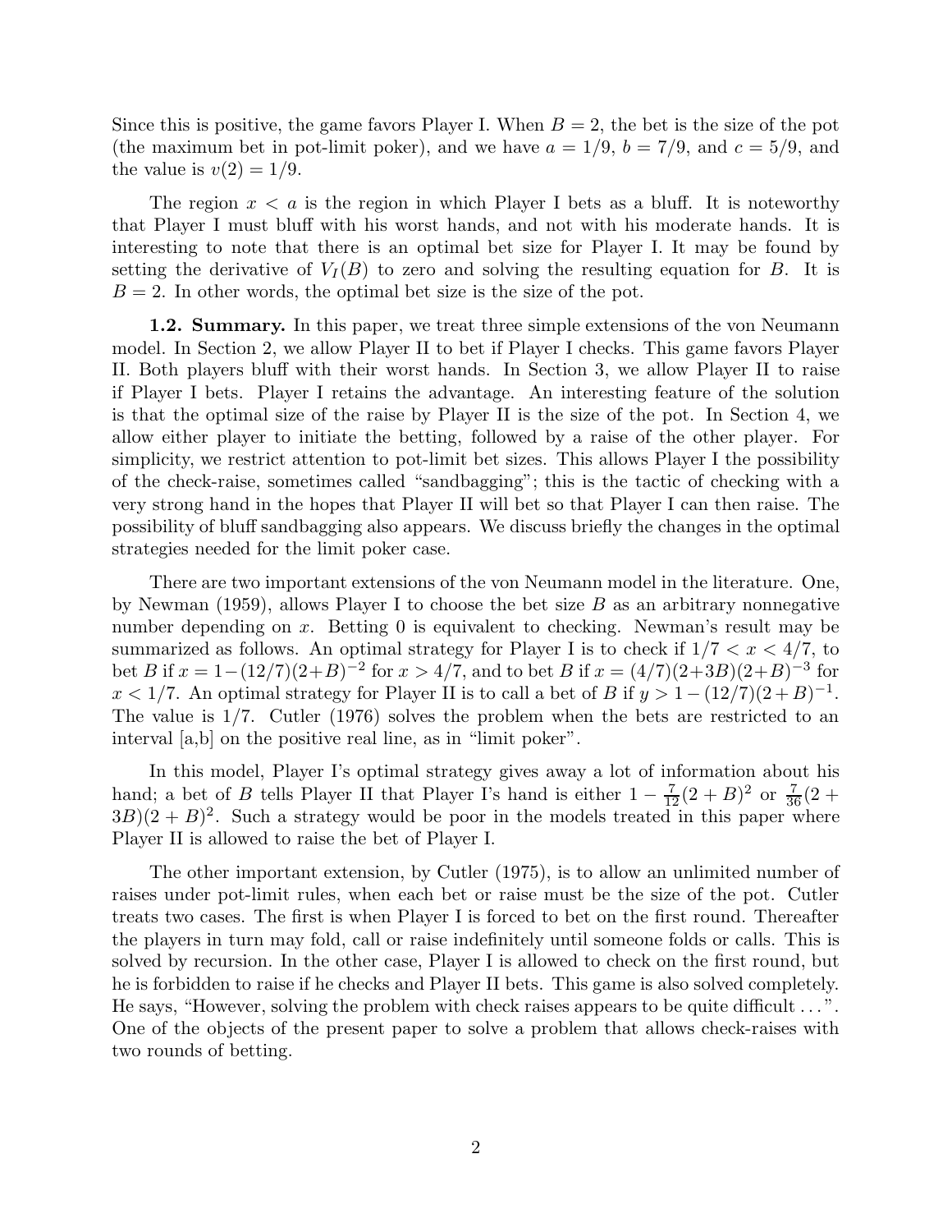Since this is positive, the game favors Player I. When $B = 2$, the bet is the size of the pot (the maximum bet in pot-limit poker), and we have $a = 1/9$, $b = 7/9$, and $c = 5/9$, and the value is $v(2) = 1/9$.

The region $x < a$ is the region in which Player I bets as a bluff. It is noteworthy that Player I must bluff with his worst hands, and not with his moderate hands. It is interesting to note that there is an optimal bet size for Player I. It may be found by setting the derivative of $V_I(B)$ to zero and solving the resulting equation for $B$. It is $B = 2$. In other words, the optimal bet size is the size of the pot.

**1.2. Summary.** In this paper, we treat three simple extensions of the von Neumann model. In Section 2, we allow Player II to bet if Player I checks. This game favors Player II. Both players bluff with their worst hands. In Section 3, we allow Player II to raise if Player I bets. Player I retains the advantage. An interesting feature of the solution is that the optimal size of the raise by Player II is the size of the pot. In Section 4, we allow either player to initiate the betting, followed by a raise of the other player. For simplicity, we restrict attention to pot-limit bet sizes. This allows Player I the possibility of the check-raise, sometimes called "sandbagging"; this is the tactic of checking with a very strong hand in the hopes that Player II will bet so that Player I can then raise. The possibility of bluff sandbagging also appears. We discuss briefly the changes in the optimal strategies needed for the limit poker case.

There are two important extensions of the von Neumann model in the literature. One, by Newman (1959), allows Player I to choose the bet size $B$ as an arbitrary nonnegative number depending on $x$. Betting 0 is equivalent to checking. Newman's result may be summarized as follows. An optimal strategy for Player I is to check if $1/7 < x < 4/7$, to bet $B$ if $x = 1-(12/7)(2+B)^{-2}$ for $x > 4/7$, and to bet $B$ if $x = (4/7)(2+3B)(2+B)^{-3}$ for $x < 1/7$. An optimal strategy for Player II is to call a bet of $B$ if $y > 1-(12/7)(2+B)^{-1}$. The value is $1/7$. Cutler (1976) solves the problem when the bets are restricted to an interval [a,b] on the positive real line, as in "limit poker".

In this model, Player I's optimal strategy gives away a lot of information about his hand; a bet of $B$ tells Player II that Player I's hand is either $1 - \frac{7}{12}(2+B)^2$ or $\frac{7}{36}(2+3B)(2+B)^2$. Such a strategy would be poor in the models treated in this paper where Player II is allowed to raise the bet of Player I.

The other important extension, by Cutler (1975), is to allow an unlimited number of raises under pot-limit rules, when each bet or raise must be the size of the pot. Cutler treats two cases. The first is when Player I is forced to bet on the first round. Thereafter the players in turn may fold, call or raise indefinitely until someone folds or calls. This is solved by recursion. In the other case, Player I is allowed to check on the first round, but he is forbidden to raise if he checks and Player II bets. This game is also solved completely. He says, "However, solving the problem with check raises appears to be quite difficult . . . ". One of the objects of the present paper to solve a problem that allows check-raises with two rounds of betting.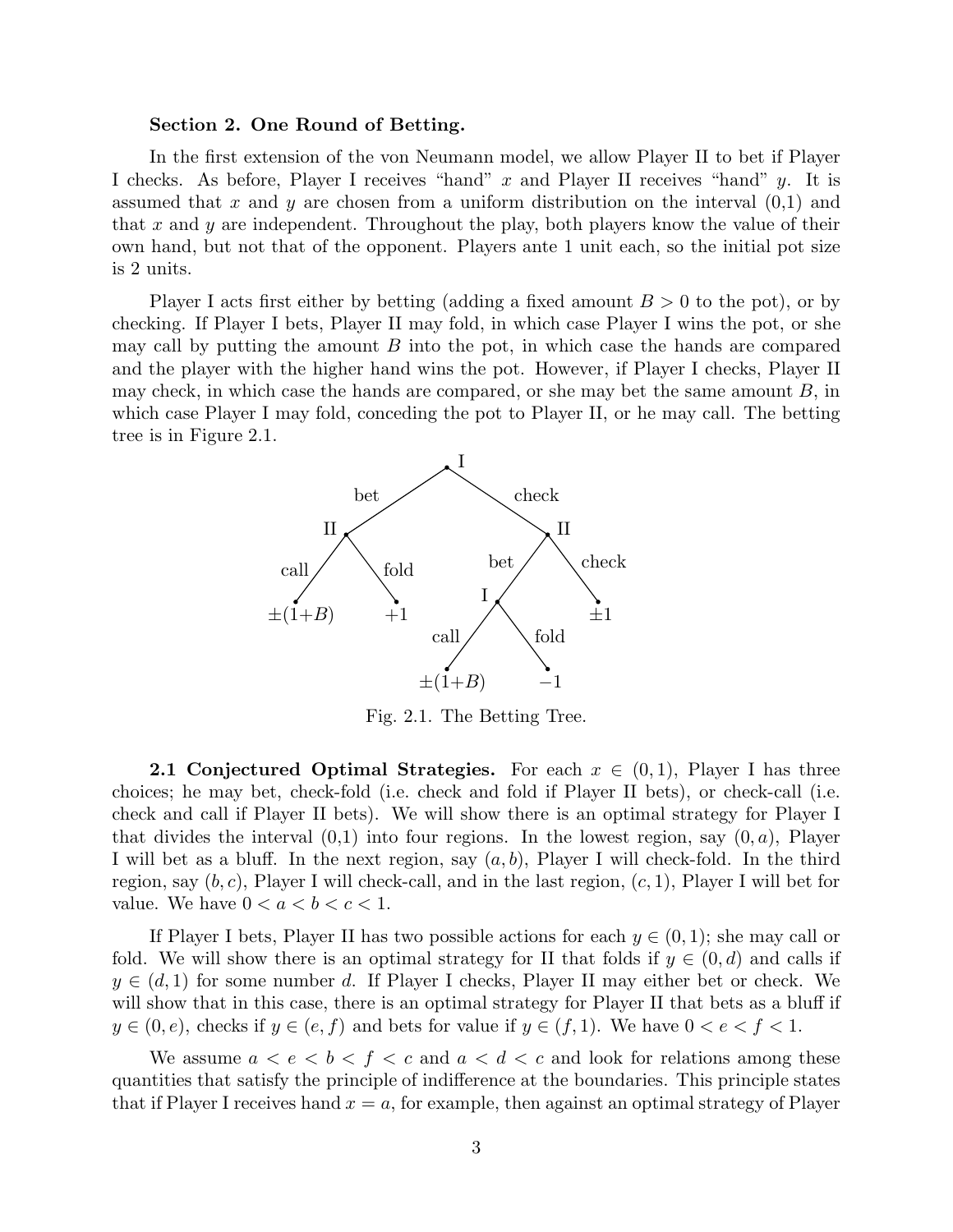### Section 2. One Round of Betting.

In the first extension of the von Neumann model, we allow Player II to bet if Player I checks. As before, Player I receives "hand" $x$ and Player II receives "hand" $y$. It is assumed that $x$ and $y$ are chosen from a uniform distribution on the interval (0,1) and that $x$ and $y$ are independent. Throughout the play, both players know the value of their own hand, but not that of the opponent. Players ante 1 unit each, so the initial pot size is 2 units.

Player I acts first either by betting (adding a fixed amount $B > 0$ to the pot), or by checking. If Player I bets, Player II may fold, in which case Player I wins the pot, or she may call by putting the amount $B$ into the pot, in which case the hands are compared and the player with the higher hand wins the pot. However, if Player I checks, Player II may check, in which case the hands are compared, or she may bet the same amount $B$, in which case Player I may fold, conceding the pot to Player II, or he may call. The betting tree is in Figure 2.1.

```
                    I
          bet               check
       II                        II
  call      fold           bet        check
±(1+B)       +1          I               ±1
                     call    fold
                   ±(1+B)     −1
```

Fig. 2.1. The Betting Tree.

**2.1 Conjectured Optimal Strategies.** For each $x \in (0,1)$, Player I has three choices; he may bet, check-fold (i.e. check and fold if Player II bets), or check-call (i.e. check and call if Player II bets). We will show there is an optimal strategy for Player I that divides the interval (0,1) into four regions. In the lowest region, say $(0, a)$, Player I will bet as a bluff. In the next region, say $(a, b)$, Player I will check-fold. In the third region, say $(b, c)$, Player I will check-call, and in the last region, $(c, 1)$, Player I will bet for value. We have $0 < a < b < c < 1$.

If Player I bets, Player II has two possible actions for each $y \in (0,1)$; she may call or fold. We will show there is an optimal strategy for II that folds if $y \in (0, d)$ and calls if $y \in (d, 1)$ for some number $d$. If Player I checks, Player II may either bet or check. We will show that in this case, there is an optimal strategy for Player II that bets as a bluff if $y \in (0, e)$, checks if $y \in (e, f)$ and bets for value if $y \in (f, 1)$. We have $0 < e < f < 1$.

We assume $a < e < b < f < c$ and $a < d < c$ and look for relations among these quantities that satisfy the principle of indifference at the boundaries. This principle states that if Player I receives hand $x = a$, for example, then against an optimal strategy of Player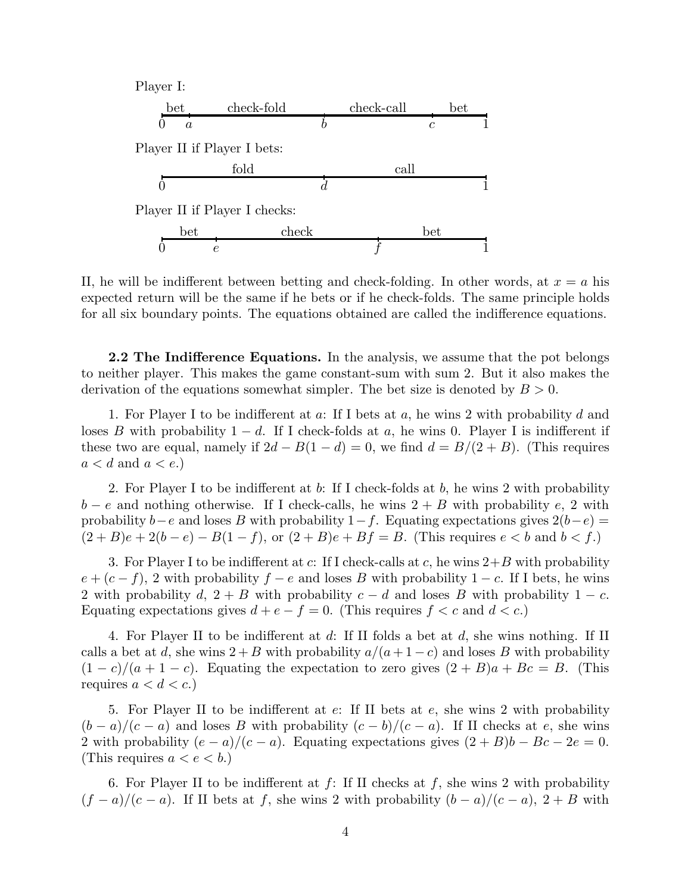Player I:

| bet | check-fold | check-call | bet |
|---|---|---|---|
| $0$ – $a$ | $a$ – $b$ | $b$ – $c$ | $c$ – $1$ |

Player II if Player I bets:

| fold | call |
|---|---|
| $0$ – $d$ | $d$ – $1$ |

Player II if Player I checks:

| bet | check | bet |
|---|---|---|
| $0$ – $e$ | $e$ – $f$ | $f$ – $1$ |

II, he will be indifferent between betting and check-folding. In other words, at $x = a$ his expected return will be the same if he bets or if he check-folds. The same principle holds for all six boundary points. The equations obtained are called the indifference equations.

**2.2 The Indifference Equations.** In the analysis, we assume that the pot belongs to neither player. This makes the game constant-sum with sum 2. But it also makes the derivation of the equations somewhat simpler. The bet size is denoted by $B > 0$.

1. For Player I to be indifferent at $a$: If I bets at $a$, he wins 2 with probability $d$ and loses $B$ with probability $1 - d$. If I check-folds at $a$, he wins 0. Player I is indifferent if these two are equal, namely if $2d - B(1 - d) = 0$, we find $d = B/(2 + B)$. (This requires $a < d$ and $a < e$.)

2. For Player I to be indifferent at $b$: If I check-folds at $b$, he wins 2 with probability $b - e$ and nothing otherwise. If I check-calls, he wins $2 + B$ with probability $e$, 2 with probability $b - e$ and loses $B$ with probability $1 - f$. Equating expectations gives $2(b - e) = (2 + B)e + 2(b - e) - B(1 - f)$, or $(2 + B)e + Bf = B$. (This requires $e < b$ and $b < f$.)

3. For Player I to be indifferent at $c$: If I check-calls at $c$, he wins $2 + B$ with probability $e + (c - f)$, 2 with probability $f - e$ and loses $B$ with probability $1 - c$. If I bets, he wins 2 with probability $d$, $2 + B$ with probability $c - d$ and loses $B$ with probability $1 - c$. Equating expectations gives $d + e - f = 0$. (This requires $f < c$ and $d < c$.)

4. For Player II to be indifferent at $d$: If II folds a bet at $d$, she wins nothing. If II calls a bet at $d$, she wins $2 + B$ with probability $a/(a + 1 - c)$ and loses $B$ with probability $(1 - c)/(a + 1 - c)$. Equating the expectation to zero gives $(2 + B)a + Bc = B$. (This requires $a < d < c$.)

5. For Player II to be indifferent at $e$: If II bets at $e$, she wins 2 with probability $(b - a)/(c - a)$ and loses $B$ with probability $(c - b)/(c - a)$. If II checks at $e$, she wins 2 with probability $(e - a)/(c - a)$. Equating expectations gives $(2 + B)b - Bc - 2e = 0$. (This requires $a < e < b$.)

6. For Player II to be indifferent at $f$: If II checks at $f$, she wins 2 with probability $(f - a)/(c - a)$. If II bets at $f$, she wins 2 with probability $(b - a)/(c - a)$, $2 + B$ with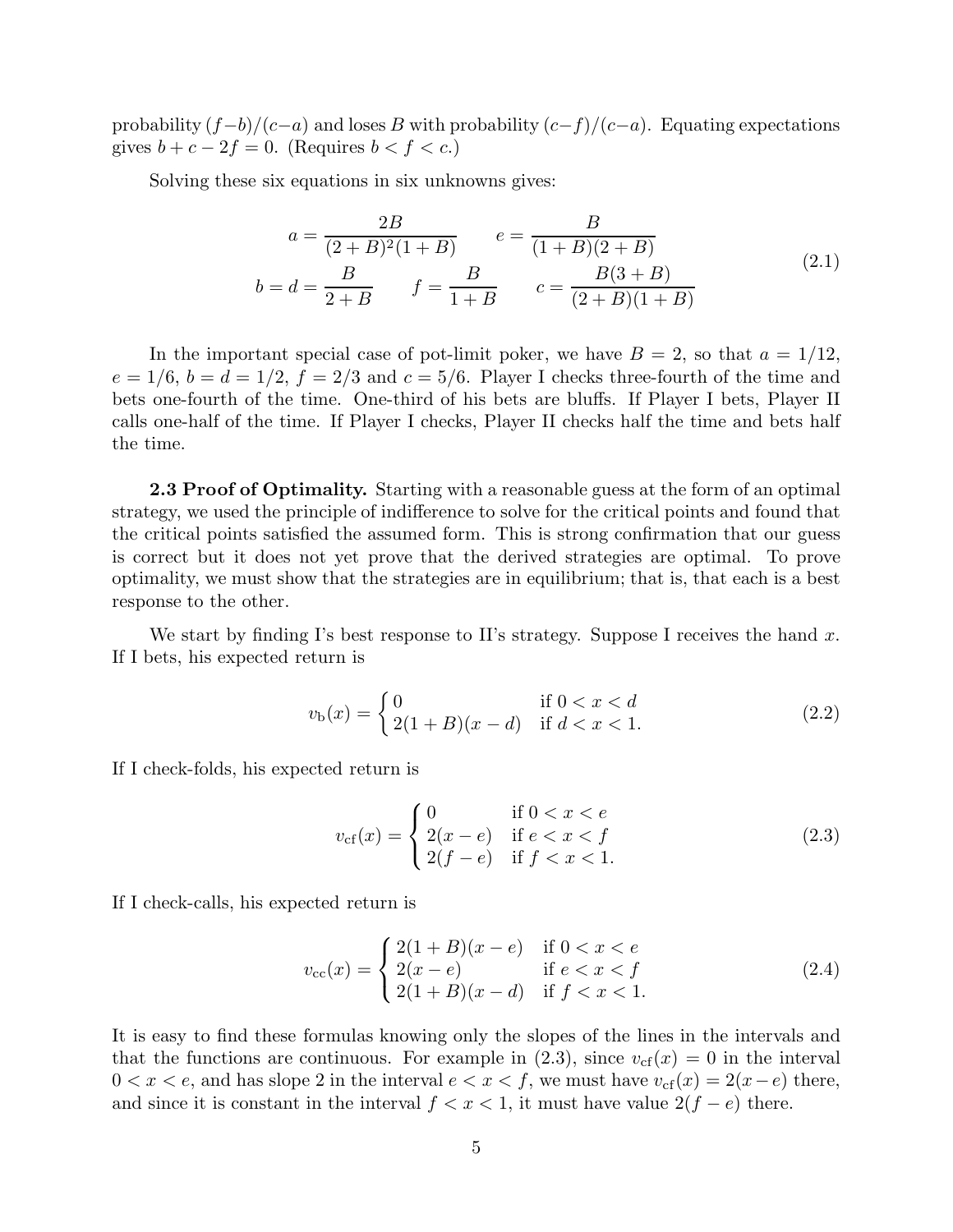probability $(f-b)/(c-a)$ and loses $B$ with probability $(c-f)/(c-a)$. Equating expectations gives $b+c-2f=0$. (Requires $b<f<c$.)

Solving these six equations in six unknowns gives:

$$
\begin{aligned}
a &= \frac{2B}{(2+B)^2(1+B)} \qquad e = \frac{B}{(1+B)(2+B)} \\
b = d &= \frac{B}{2+B} \qquad f = \frac{B}{1+B} \qquad c = \frac{B(3+B)}{(2+B)(1+B)}
\end{aligned}
\tag{2.1}
$$

In the important special case of pot-limit poker, we have $B=2$, so that $a=1/12$, $e=1/6$, $b=d=1/2$, $f=2/3$ and $c=5/6$. Player I checks three-fourth of the time and bets one-fourth of the time. One-third of his bets are bluffs. If Player I bets, Player II calls one-half of the time. If Player I checks, Player II checks half the time and bets half the time.

**2.3 Proof of Optimality.** Starting with a reasonable guess at the form of an optimal strategy, we used the principle of indifference to solve for the critical points and found that the critical points satisfied the assumed form. This is strong confirmation that our guess is correct but it does not yet prove that the derived strategies are optimal. To prove optimality, we must show that the strategies are in equilibrium; that is, that each is a best response to the other.

We start by finding I's best response to II's strategy. Suppose I receives the hand $x$. If I bets, his expected return is

$$
v_{\mathrm{b}}(x) = \begin{cases} 0 & \text{if } 0<x<d \\ 2(1+B)(x-d) & \text{if } d<x<1. \end{cases}
\tag{2.2}
$$

If I check-folds, his expected return is

$$
v_{\mathrm{cf}}(x) = \begin{cases} 0 & \text{if } 0<x<e \\ 2(x-e) & \text{if } e<x<f \\ 2(f-e) & \text{if } f<x<1. \end{cases}
\tag{2.3}
$$

If I check-calls, his expected return is

$$
v_{\mathrm{cc}}(x) = \begin{cases} 2(1+B)(x-e) & \text{if } 0<x<e \\ 2(x-e) & \text{if } e<x<f \\ 2(1+B)(x-d) & \text{if } f<x<1. \end{cases}
\tag{2.4}
$$

It is easy to find these formulas knowing only the slopes of the lines in the intervals and that the functions are continuous. For example in (2.3), since $v_{\mathrm{cf}}(x)=0$ in the interval $0<x<e$, and has slope 2 in the interval $e<x<f$, we must have $v_{\mathrm{cf}}(x)=2(x-e)$ there, and since it is constant in the interval $f<x<1$, it must have value $2(f-e)$ there.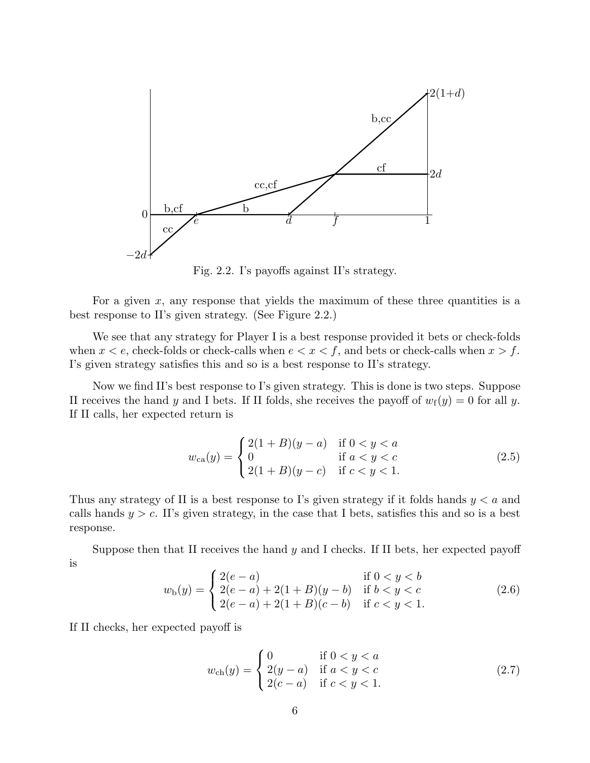Fig. 2.2. I's payoffs against II's strategy.

For a given $x$, any response that yields the maximum of these three quantities is a best response to II's given strategy. (See Figure 2.2.)

We see that any strategy for Player I is a best response provided it bets or check-folds when $x < e$, check-folds or check-calls when $e < x < f$, and bets or check-calls when $x > f$. I's given strategy satisfies this and so is a best response to II's strategy.

Now we find II's best response to I's given strategy. This is done is two steps. Suppose II receives the hand $y$ and I bets. If II folds, she receives the payoff of $w_{\mathrm{f}}(y) = 0$ for all $y$. If II calls, her expected return is

$$w_{\mathrm{ca}}(y) = \begin{cases} 2(1+B)(y-a) & \text{if } 0 < y < a \\ 0 & \text{if } a < y < c \\ 2(1+B)(y-c) & \text{if } c < y < 1. \end{cases} \tag{2.5}$$

Thus any strategy of II is a best response to I's given strategy if it folds hands $y < a$ and calls hands $y > c$. II's given strategy, in the case that I bets, satisfies this and so is a best response.

Suppose then that II receives the hand $y$ and I checks. If II bets, her expected payoff is

$$w_{\mathrm{b}}(y) = \begin{cases} 2(e-a) & \text{if } 0 < y < b \\ 2(e-a) + 2(1+B)(y-b) & \text{if } b < y < c \\ 2(e-a) + 2(1+B)(c-b) & \text{if } c < y < 1. \end{cases} \tag{2.6}$$

If II checks, her expected payoff is

$$w_{\mathrm{ch}}(y) = \begin{cases} 0 & \text{if } 0 < y < a \\ 2(y-a) & \text{if } a < y < c \\ 2(c-a) & \text{if } c < y < 1. \end{cases} \tag{2.7}$$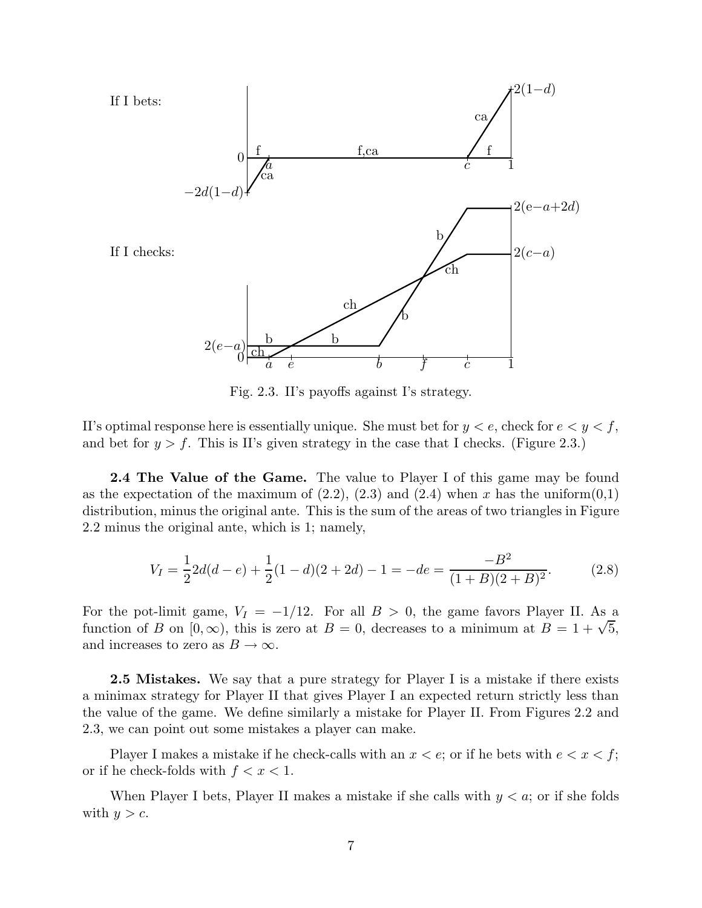If I bets:

If I checks:

Fig. 2.3. II's payoffs against I's strategy.

II's optimal response here is essentially unique. She must bet for $y < e$, check for $e < y < f$, and bet for $y > f$. This is II's given strategy in the case that I checks. (Figure 2.3.)

**2.4 The Value of the Game.** The value to Player I of this game may be found as the expectation of the maximum of (2.2), (2.3) and (2.4) when $x$ has the uniform(0,1) distribution, minus the original ante. This is the sum of the areas of two triangles in Figure 2.2 minus the original ante, which is 1; namely,

$$V_I = \frac{1}{2}2d(d-e) + \frac{1}{2}(1-d)(2+2d) - 1 = -de = \frac{-B^2}{(1+B)(2+B)^2}. \tag{2.8}$$

For the pot-limit game, $V_I = -1/12$. For all $B > 0$, the game favors Player II. As a function of $B$ on $[0, \infty)$, this is zero at $B = 0$, decreases to a minimum at $B = 1 + \sqrt{5}$, and increases to zero as $B \to \infty$.

**2.5 Mistakes.** We say that a pure strategy for Player I is a mistake if there exists a minimax strategy for Player II that gives Player I an expected return strictly less than the value of the game. We define similarly a mistake for Player II. From Figures 2.2 and 2.3, we can point out some mistakes a player can make.

Player I makes a mistake if he check-calls with an $x < e$; or if he bets with $e < x < f$; or if he check-folds with $f < x < 1$.

When Player I bets, Player II makes a mistake if she calls with $y < a$; or if she folds with $y > c$.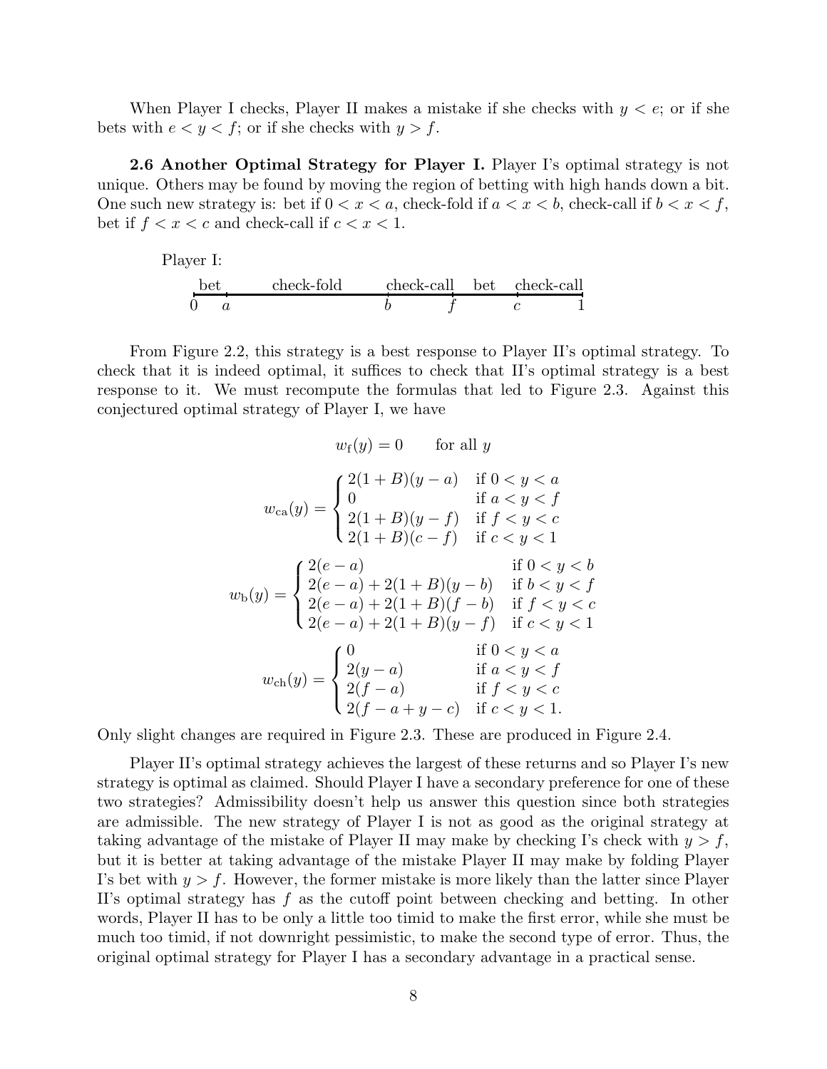When Player I checks, Player II makes a mistake if she checks with $y < e$; or if she bets with $e < y < f$; or if she checks with $y > f$.

**2.6 Another Optimal Strategy for Player I.** Player I's optimal strategy is not unique. Others may be found by moving the region of betting with high hands down a bit. One such new strategy is: bet if $0 < x < a$, check-fold if $a < x < b$, check-call if $b < x < f$, bet if $f < x < c$ and check-call if $c < x < 1$.

Player I:

| bet | check-fold | check-call | bet | check-call |
|---|---|---|---|---|
| $0$ – $a$ | $a$ – $b$ | $b$ – $f$ | $f$ – $c$ | $c$ – $1$ |

From Figure 2.2, this strategy is a best response to Player II's optimal strategy. To check that it is indeed optimal, it suffices to check that II's optimal strategy is a best response to it. We must recompute the formulas that led to Figure 2.3. Against this conjectured optimal strategy of Player I, we have

$$w_{\text{f}}(y) = 0 \qquad \text{for all } y$$

$$w_{\text{ca}}(y) = \begin{cases} 2(1+B)(y-a) & \text{if } 0 < y < a \\ 0 & \text{if } a < y < f \\ 2(1+B)(y-f) & \text{if } f < y < c \\ 2(1+B)(c-f) & \text{if } c < y < 1 \end{cases}$$

$$w_{\text{b}}(y) = \begin{cases} 2(e-a) & \text{if } 0 < y < b \\ 2(e-a) + 2(1+B)(y-b) & \text{if } b < y < f \\ 2(e-a) + 2(1+B)(f-b) & \text{if } f < y < c \\ 2(e-a) + 2(1+B)(y-f) & \text{if } c < y < 1 \end{cases}$$

$$w_{\text{ch}}(y) = \begin{cases} 0 & \text{if } 0 < y < a \\ 2(y-a) & \text{if } a < y < f \\ 2(f-a) & \text{if } f < y < c \\ 2(f-a+y-c) & \text{if } c < y < 1. \end{cases}$$

Only slight changes are required in Figure 2.3. These are produced in Figure 2.4.

Player II's optimal strategy achieves the largest of these returns and so Player I's new strategy is optimal as claimed. Should Player I have a secondary preference for one of these two strategies? Admissibility doesn't help us answer this question since both strategies are admissible. The new strategy of Player I is not as good as the original strategy at taking advantage of the mistake of Player II may make by checking I's check with $y > f$, but it is better at taking advantage of the mistake Player II may make by folding Player I's bet with $y > f$. However, the former mistake is more likely than the latter since Player II's optimal strategy has $f$ as the cutoff point between checking and betting. In other words, Player II has to be only a little too timid to make the first error, while she must be much too timid, if not downright pessimistic, to make the second type of error. Thus, the original optimal strategy for Player I has a secondary advantage in a practical sense.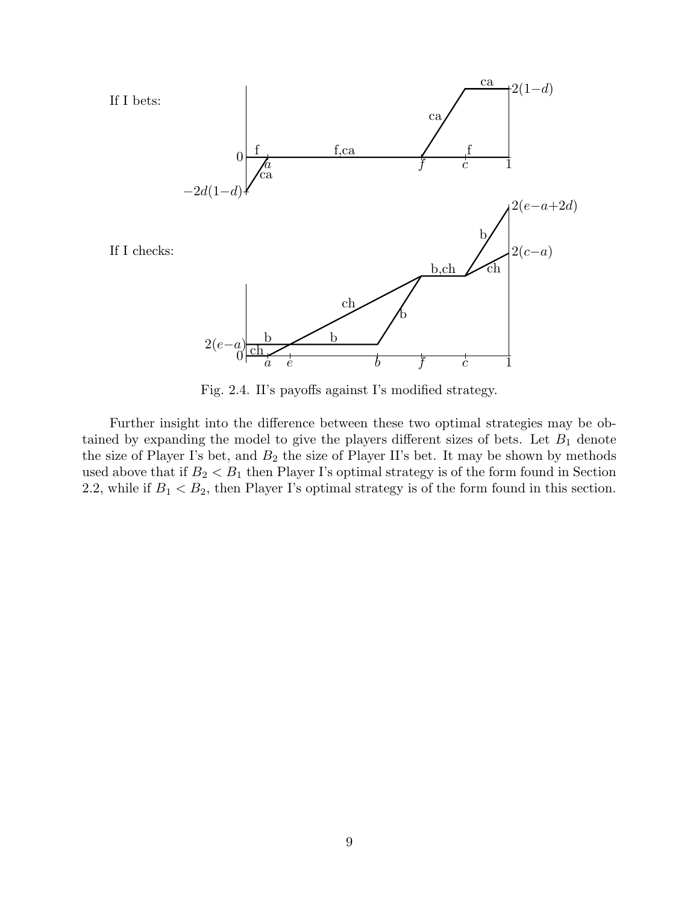Fig. 2.4. II's payoffs against I's modified strategy.

Further insight into the difference between these two optimal strategies may be obtained by expanding the model to give the players different sizes of bets. Let $B_1$ denote the size of Player I's bet, and $B_2$ the size of Player II's bet. It may be shown by methods used above that if $B_2 < B_1$ then Player I's optimal strategy is of the form found in Section 2.2, while if $B_1 < B_2$, then Player I's optimal strategy is of the form found in this section.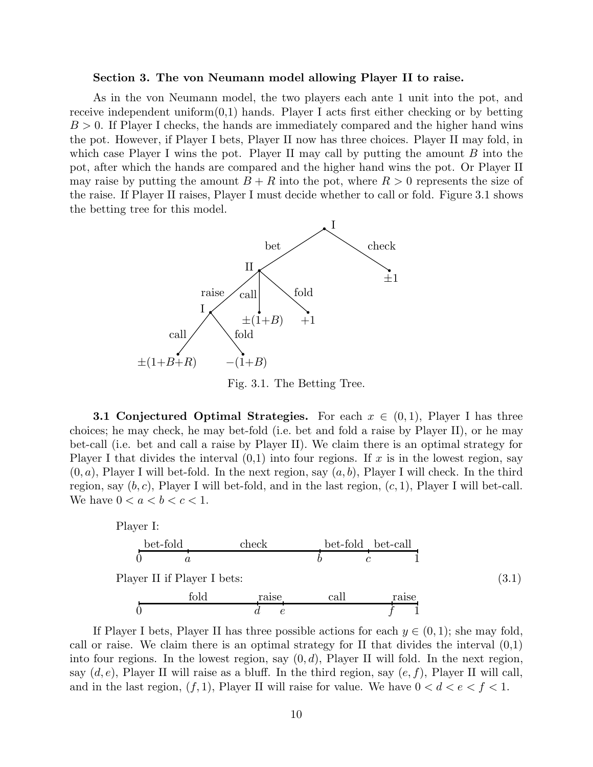### Section 3. The von Neumann model allowing Player II to raise.

As in the von Neumann model, the two players each ante 1 unit into the pot, and receive independent uniform(0,1) hands. Player I acts first either checking or by betting $B > 0$. If Player I checks, the hands are immediately compared and the higher hand wins the pot. However, if Player I bets, Player II now has three choices. Player II may fold, in which case Player I wins the pot. Player II may call by putting the amount $B$ into the pot, after which the hands are compared and the higher hand wins the pot. Or Player II may raise by putting the amount $B + R$ into the pot, where $R > 0$ represents the size of the raise. If Player II raises, Player I must decide whether to call or fold. Figure 3.1 shows the betting tree for this model.

```
                    I
                   / \
              bet /   \ check
                 /     \
               II       ±1
             / |  \
      raise /  |call\ fold
           /   |     \
          I  ±(1+B)   +1
         / \
   call /   \ fold
       /     \
±(1+B+R)    −(1+B)
```

Fig. 3.1. The Betting Tree.

**3.1 Conjectured Optimal Strategies.** For each $x \in (0, 1)$, Player I has three choices; he may check, he may bet-fold (i.e. bet and fold a raise by Player II), or he may bet-call (i.e. bet and call a raise by Player II). We claim there is an optimal strategy for Player I that divides the interval (0,1) into four regions. If $x$ is in the lowest region, say $(0, a)$, Player I will bet-fold. In the next region, say $(a, b)$, Player I will check. In the third region, say $(b, c)$, Player I will bet-fold, and in the last region, $(c, 1)$, Player I will bet-call. We have $0 < a < b < c < 1$.

Player I:

| bet-fold | check | bet-fold | bet-call |
|---|---|---|---|
| $0$ to $a$ | $a$ to $b$ | $b$ to $c$ | $c$ to $1$ |

Player II if Player I bets: (3.1)

| fold | raise | call | raise |
|---|---|---|---|
| $0$ to $d$ | $d$ to $e$ | $e$ to $f$ | $f$ to $1$ |

If Player I bets, Player II has three possible actions for each $y \in (0, 1)$; she may fold, call or raise. We claim there is an optimal strategy for II that divides the interval (0,1) into four regions. In the lowest region, say $(0, d)$, Player II will fold. In the next region, say $(d, e)$, Player II will raise as a bluff. In the third region, say $(e, f)$, Player II will call, and in the last region, $(f, 1)$, Player II will raise for value. We have $0 < d < e < f < 1$.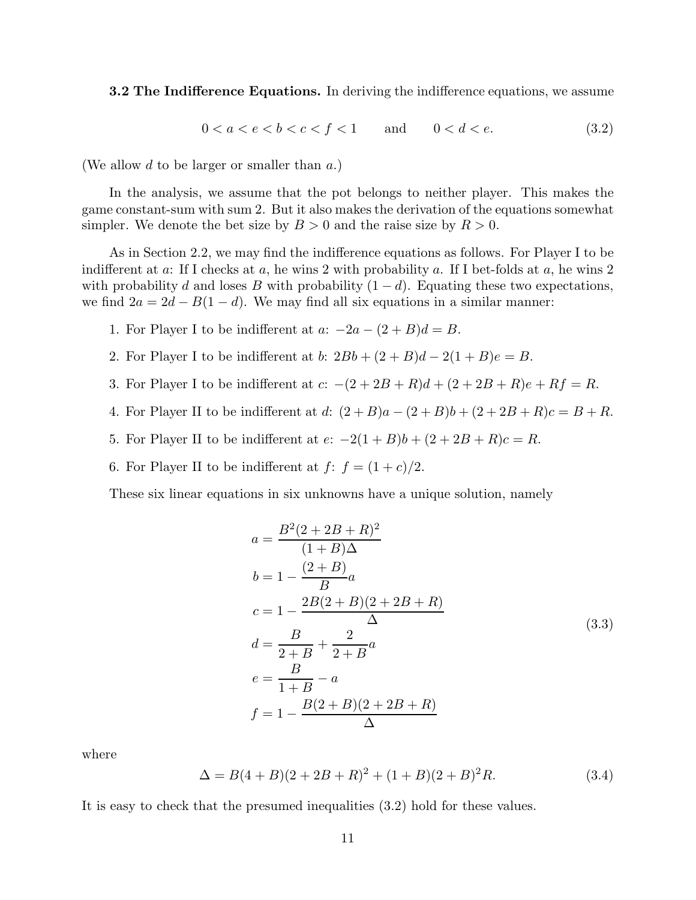**3.2 The Indifference Equations.** In deriving the indifference equations, we assume

$$0 < a < e < b < c < f < 1 \qquad \text{and} \qquad 0 < d < e. \tag{3.2}$$

(We allow $d$ to be larger or smaller than $a$.)

In the analysis, we assume that the pot belongs to neither player. This makes the game constant-sum with sum 2. But it also makes the derivation of the equations somewhat simpler. We denote the bet size by $B > 0$ and the raise size by $R > 0$.

As in Section 2.2, we may find the indifference equations as follows. For Player I to be indifferent at $a$: If I checks at $a$, he wins 2 with probability $a$. If I bet-folds at $a$, he wins 2 with probability $d$ and loses $B$ with probability $(1 - d)$. Equating these two expectations, we find $2a = 2d - B(1 - d)$. We may find all six equations in a similar manner:

1. For Player I to be indifferent at $a$: $-2a - (2 + B)d = B$.
2. For Player I to be indifferent at $b$: $2Bb + (2 + B)d - 2(1 + B)e = B$.
3. For Player I to be indifferent at $c$: $-(2 + 2B + R)d + (2 + 2B + R)e + Rf = R$.
4. For Player II to be indifferent at $d$: $(2 + B)a - (2 + B)b + (2 + 2B + R)c = B + R$.
5. For Player II to be indifferent at $e$: $-2(1 + B)b + (2 + 2B + R)c = R$.
6. For Player II to be indifferent at $f$: $f = (1 + c)/2$.

These six linear equations in six unknowns have a unique solution, namely

$$\begin{aligned}
a &= \frac{B^2(2 + 2B + R)^2}{(1 + B)\Delta} \\
b &= 1 - \frac{(2 + B)}{B}a \\
c &= 1 - \frac{2B(2 + B)(2 + 2B + R)}{\Delta} \\
d &= \frac{B}{2 + B} + \frac{2}{2 + B}a \\
e &= \frac{B}{1 + B} - a \\
f &= 1 - \frac{B(2 + B)(2 + 2B + R)}{\Delta}
\end{aligned} \tag{3.3}$$

where

$$\Delta = B(4 + B)(2 + 2B + R)^2 + (1 + B)(2 + B)^2 R. \tag{3.4}$$

It is easy to check that the presumed inequalities (3.2) hold for these values.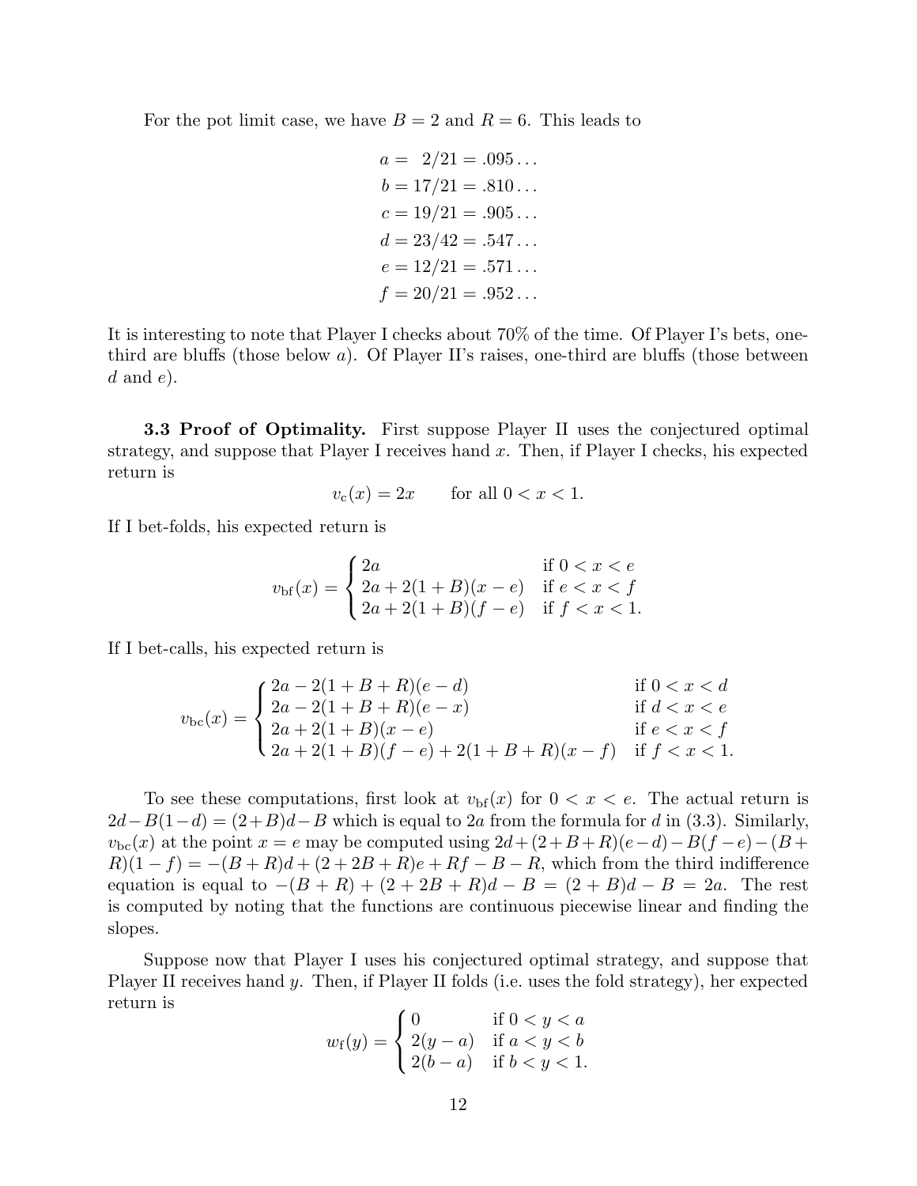For the pot limit case, we have $B = 2$ and $R = 6$. This leads to

$$\begin{aligned}
a &= \ \ 2/21 = .095\ldots \\
b &= 17/21 = .810\ldots \\
c &= 19/21 = .905\ldots \\
d &= 23/42 = .547\ldots \\
e &= 12/21 = .571\ldots \\
f &= 20/21 = .952\ldots
\end{aligned}$$

It is interesting to note that Player I checks about 70% of the time. Of Player I's bets, one-third are bluffs (those below $a$). Of Player II's raises, one-third are bluffs (those between $d$ and $e$).

**3.3 Proof of Optimality.** First suppose Player II uses the conjectured optimal strategy, and suppose that Player I receives hand $x$. Then, if Player I checks, his expected return is

$$v_{\mathrm{c}}(x) = 2x \qquad \text{for all } 0 < x < 1.$$

If I bet-folds, his expected return is

$$v_{\mathrm{bf}}(x) = \begin{cases} 2a & \text{if } 0 < x < e \\ 2a + 2(1+B)(x-e) & \text{if } e < x < f \\ 2a + 2(1+B)(f-e) & \text{if } f < x < 1. \end{cases}$$

If I bet-calls, his expected return is

$$v_{\mathrm{bc}}(x) = \begin{cases} 2a - 2(1+B+R)(e-d) & \text{if } 0 < x < d \\ 2a - 2(1+B+R)(e-x) & \text{if } d < x < e \\ 2a + 2(1+B)(x-e) & \text{if } e < x < f \\ 2a + 2(1+B)(f-e) + 2(1+B+R)(x-f) & \text{if } f < x < 1. \end{cases}$$

To see these computations, first look at $v_{\mathrm{bf}}(x)$ for $0 < x < e$. The actual return is $2d - B(1-d) = (2+B)d - B$ which is equal to $2a$ from the formula for $d$ in (3.3). Similarly, $v_{\mathrm{bc}}(x)$ at the point $x = e$ may be computed using $2d + (2+B+R)(e-d) - B(f-e) - (B+R)(1-f) = -(B+R)d + (2+2B+R)e + Rf - B - R$, which from the third indifference equation is equal to $-(B+R) + (2+2B+R)d - B = (2+B)d - B = 2a$. The rest is computed by noting that the functions are continuous piecewise linear and finding the slopes.

Suppose now that Player I uses his conjectured optimal strategy, and suppose that Player II receives hand $y$. Then, if Player II folds (i.e. uses the fold strategy), her expected return is

$$w_{\mathrm{f}}(y) = \begin{cases} 0 & \text{if } 0 < y < a \\ 2(y-a) & \text{if } a < y < b \\ 2(b-a) & \text{if } b < y < 1. \end{cases}$$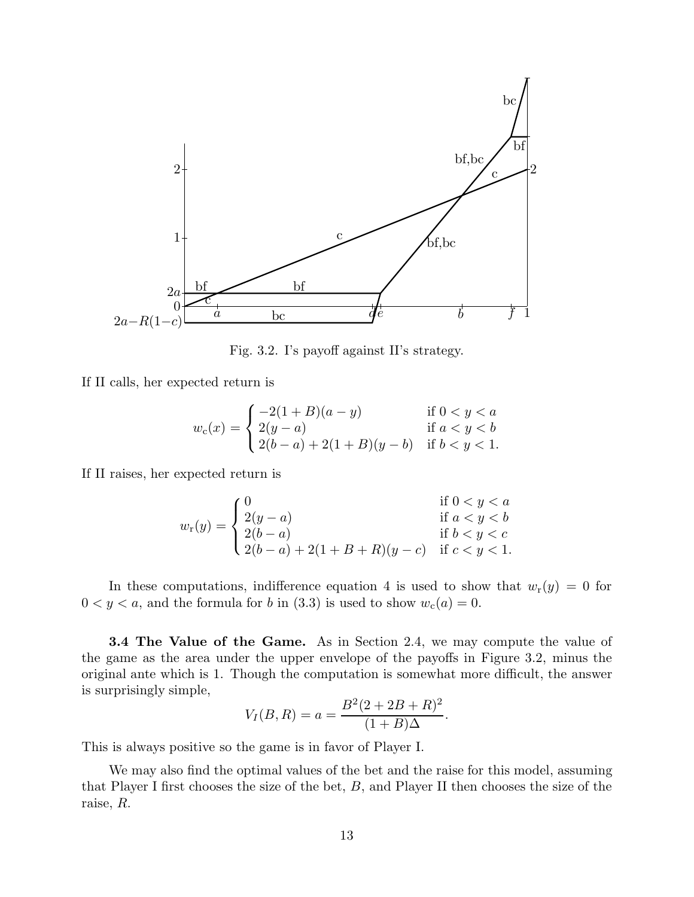Fig. 3.2. I's payoff against II's strategy.

If II calls, her expected return is

$$
w_{\rm c}(x) = \begin{cases} -2(1+B)(a-y) & \text{if } 0 < y < a \\ 2(y-a) & \text{if } a < y < b \\ 2(b-a) + 2(1+B)(y-b) & \text{if } b < y < 1. \end{cases}
$$

If II raises, her expected return is

$$
w_{\rm r}(y) = \begin{cases} 0 & \text{if } 0 < y < a \\ 2(y-a) & \text{if } a < y < b \\ 2(b-a) & \text{if } b < y < c \\ 2(b-a) + 2(1+B+R)(y-c) & \text{if } c < y < 1. \end{cases}
$$

In these computations, indifference equation 4 is used to show that $w_{\rm r}(y) = 0$ for $0 < y < a$, and the formula for $b$ in (3.3) is used to show $w_{\rm c}(a) = 0$.

**3.4 The Value of the Game.** As in Section 2.4, we may compute the value of the game as the area under the upper envelope of the payoffs in Figure 3.2, minus the original ante which is 1. Though the computation is somewhat more difficult, the answer is surprisingly simple,

$$
V_I(B, R) = a = \frac{B^2(2 + 2B + R)^2}{(1+B)\Delta}.
$$

This is always positive so the game is in favor of Player I.

We may also find the optimal values of the bet and the raise for this model, assuming that Player I first chooses the size of the bet, $B$, and Player II then chooses the size of the raise, $R$.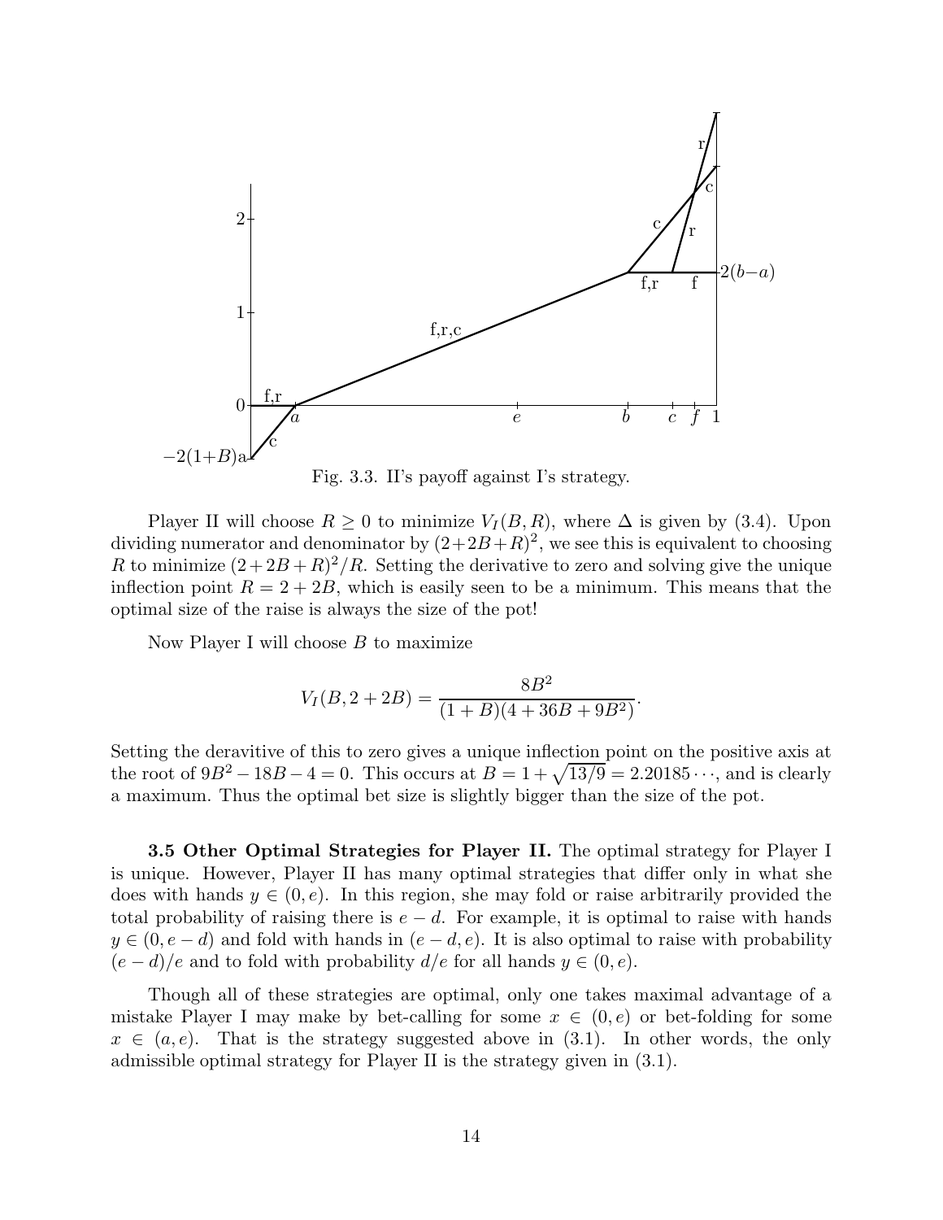Fig. 3.3. II's payoff against I's strategy.

Player II will choose $R \geq 0$ to minimize $V_I(B, R)$, where $\Delta$ is given by (3.4). Upon dividing numerator and denominator by $(2+2B+R)^2$, we see this is equivalent to choosing $R$ to minimize $(2+2B+R)^2/R$. Setting the derivative to zero and solving give the unique inflection point $R = 2 + 2B$, which is easily seen to be a minimum. This means that the optimal size of the raise is always the size of the pot!

Now Player I will choose $B$ to maximize

$$V_I(B, 2+2B) = \frac{8B^2}{(1+B)(4+36B+9B^2)}.$$

Setting the deravitive of this to zero gives a unique inflection point on the positive axis at the root of $9B^2 - 18B - 4 = 0$. This occurs at $B = 1 + \sqrt{13/9} = 2.20185\cdots$, and is clearly a maximum. Thus the optimal bet size is slightly bigger than the size of the pot.

**3.5 Other Optimal Strategies for Player II.** The optimal strategy for Player I is unique. However, Player II has many optimal strategies that differ only in what she does with hands $y \in (0, e)$. In this region, she may fold or raise arbitrarily provided the total probability of raising there is $e - d$. For example, it is optimal to raise with hands $y \in (0, e-d)$ and fold with hands in $(e-d, e)$. It is also optimal to raise with probability $(e-d)/e$ and to fold with probability $d/e$ for all hands $y \in (0, e)$.

Though all of these strategies are optimal, only one takes maximal advantage of a mistake Player I may make by bet-calling for some $x \in (0, e)$ or bet-folding for some $x \in (a, e)$. That is the strategy suggested above in (3.1). In other words, the only admissible optimal strategy for Player II is the strategy given in (3.1).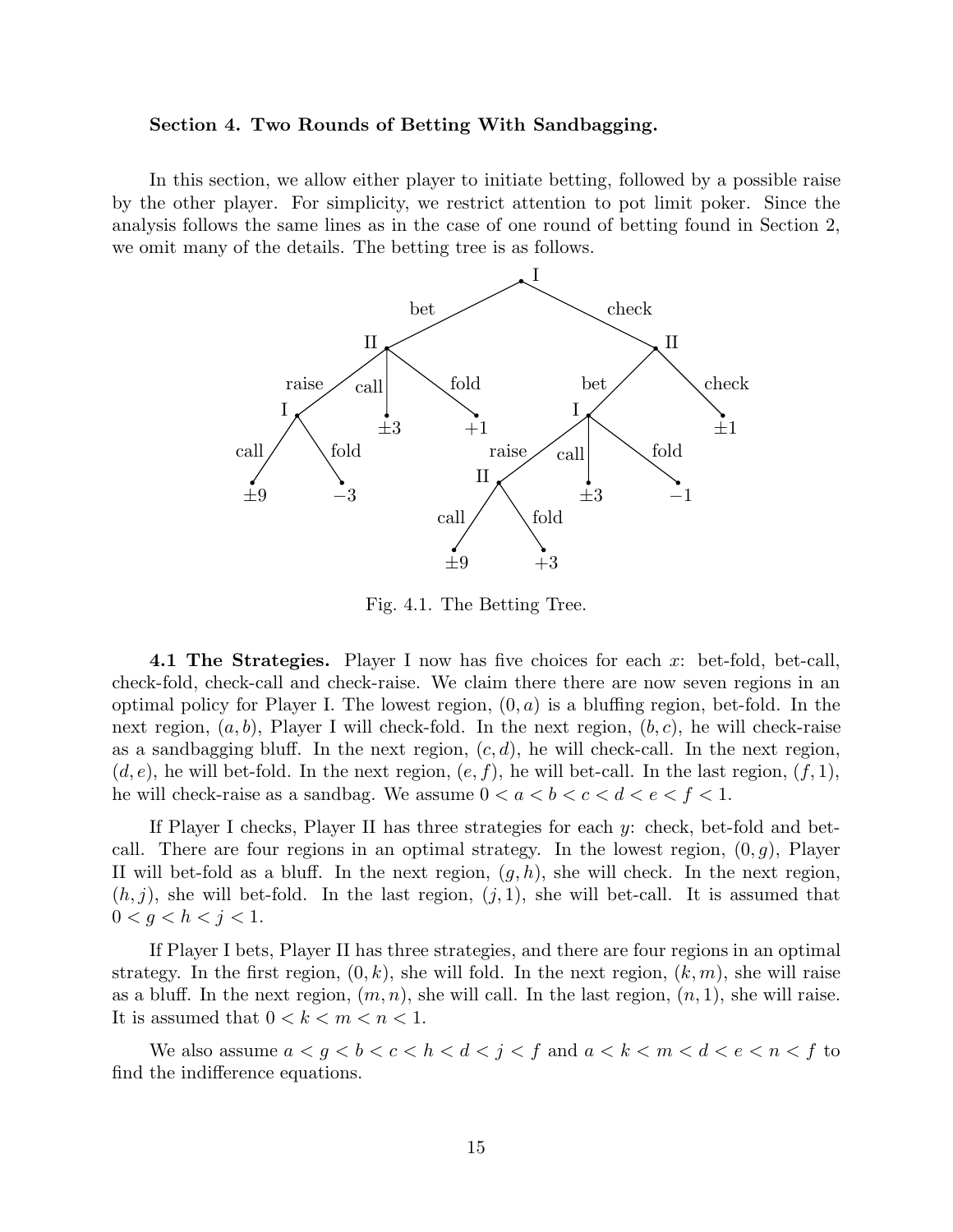## Section 4. Two Rounds of Betting With Sandbagging.

In this section, we allow either player to initiate betting, followed by a possible raise by the other player. For simplicity, we restrict attention to pot limit poker. Since the analysis follows the same lines as in the case of one round of betting found in Section 2, we omit many of the details. The betting tree is as follows.

Fig. 4.1. The Betting Tree.

**4.1 The Strategies.** Player I now has five choices for each $x$: bet-fold, bet-call, check-fold, check-call and check-raise. We claim there there are now seven regions in an optimal policy for Player I. The lowest region, $(0, a)$ is a bluffing region, bet-fold. In the next region, $(a, b)$, Player I will check-fold. In the next region, $(b, c)$, he will check-raise as a sandbagging bluff. In the next region, $(c, d)$, he will check-call. In the next region, $(d, e)$, he will bet-fold. In the next region, $(e, f)$, he will bet-call. In the last region, $(f, 1)$, he will check-raise as a sandbag. We assume $0 < a < b < c < d < e < f < 1$.

If Player I checks, Player II has three strategies for each $y$: check, bet-fold and bet-call. There are four regions in an optimal strategy. In the lowest region, $(0, g)$, Player II will bet-fold as a bluff. In the next region, $(g, h)$, she will check. In the next region, $(h, j)$, she will bet-fold. In the last region, $(j, 1)$, she will bet-call. It is assumed that $0 < g < h < j < 1$.

If Player I bets, Player II has three strategies, and there are four regions in an optimal strategy. In the first region, $(0, k)$, she will fold. In the next region, $(k, m)$, she will raise as a bluff. In the next region, $(m, n)$, she will call. In the last region, $(n, 1)$, she will raise. It is assumed that $0 < k < m < n < 1$.

We also assume $a < g < b < c < h < d < j < f$ and $a < k < m < d < e < n < f$ to find the indifference equations.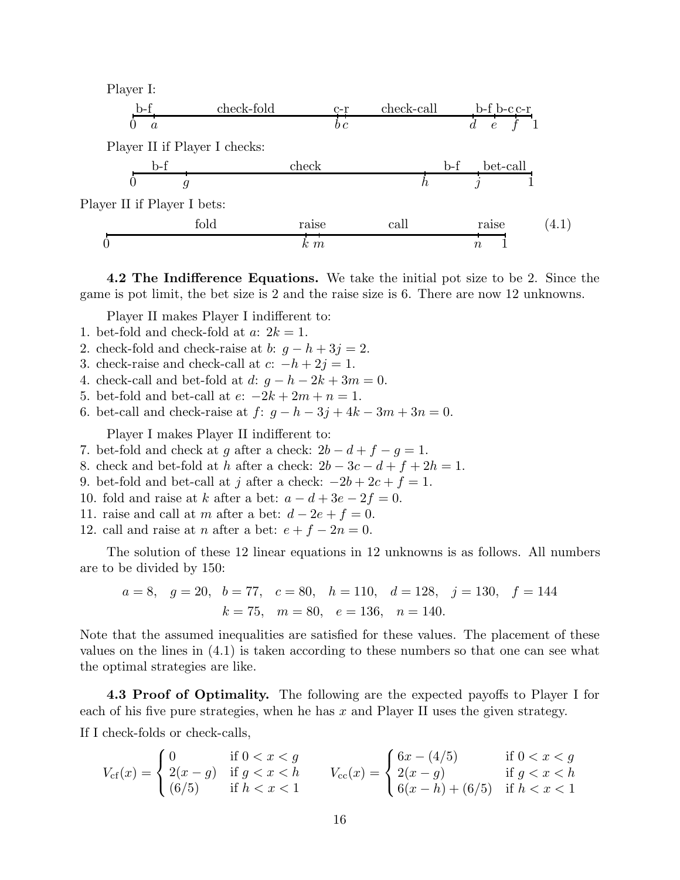Player I:

```
 b-f          check-fold          c-r      check-call       b-f b-c c-r
|---|-----------------------------|-|-------------------|----|----|---|
0   a                             b c                   d    e    f   1
```

Player II if Player I checks:

```
   b-f                  check                          b-f     bet-call
|-------|---------------------------------------|---------|----------|
0       g                                       h         j          1
```

Player II if Player I bets:

```
              fold               raise        call              raise      (4.1)
|--------------------------------|--|--------------------------|-----|
0                                k  m                          n     1
```

**4.2 The Indifference Equations.** We take the initial pot size to be 2. Since the game is pot limit, the bet size is 2 and the raise size is 6. There are now 12 unknowns.

Player II makes Player I indifferent to:

1. bet-fold and check-fold at $a$: $2k = 1$.
2. check-fold and check-raise at $b$: $g - h + 3j = 2$.
3. check-raise and check-call at $c$: $-h + 2j = 1$.
4. check-call and bet-fold at $d$: $g - h - 2k + 3m = 0$.
5. bet-fold and bet-call at $e$: $-2k + 2m + n = 1$.
6. bet-call and check-raise at $f$: $g - h - 3j + 4k - 3m + 3n = 0$.

Player I makes Player II indifferent to:

7. bet-fold and check at $g$ after a check: $2b - d + f - g = 1$.
8. check and bet-fold at $h$ after a check: $2b - 3c - d + f + 2h = 1$.
9. bet-fold and bet-call at $j$ after a check: $-2b + 2c + f = 1$.
10. fold and raise at $k$ after a bet: $a - d + 3e - 2f = 0$.
11. raise and call at $m$ after a bet: $d - 2e + f = 0$.
12. call and raise at $n$ after a bet: $e + f - 2n = 0$.

The solution of these 12 linear equations in 12 unknowns is as follows. All numbers are to be divided by 150:

$$a = 8, \quad g = 20, \quad b = 77, \quad c = 80, \quad h = 110, \quad d = 128, \quad j = 130, \quad f = 144$$
$$k = 75, \quad m = 80, \quad e = 136, \quad n = 140.$$

Note that the assumed inequalities are satisfied for these values. The placement of these values on the lines in (4.1) is taken according to these numbers so that one can see what the optimal strategies are like.

**4.3 Proof of Optimality.** The following are the expected payoffs to Player I for each of his five pure strategies, when he has $x$ and Player II uses the given strategy.

If I check-folds or check-calls,

$$V_{\text{cf}}(x) = \begin{cases} 0 & \text{if } 0 < x < g \\ 2(x-g) & \text{if } g < x < h \\ (6/5) & \text{if } h < x < 1 \end{cases} \qquad V_{\text{cc}}(x) = \begin{cases} 6x - (4/5) & \text{if } 0 < x < g \\ 2(x-g) & \text{if } g < x < h \\ 6(x-h) + (6/5) & \text{if } h < x < 1 \end{cases}$$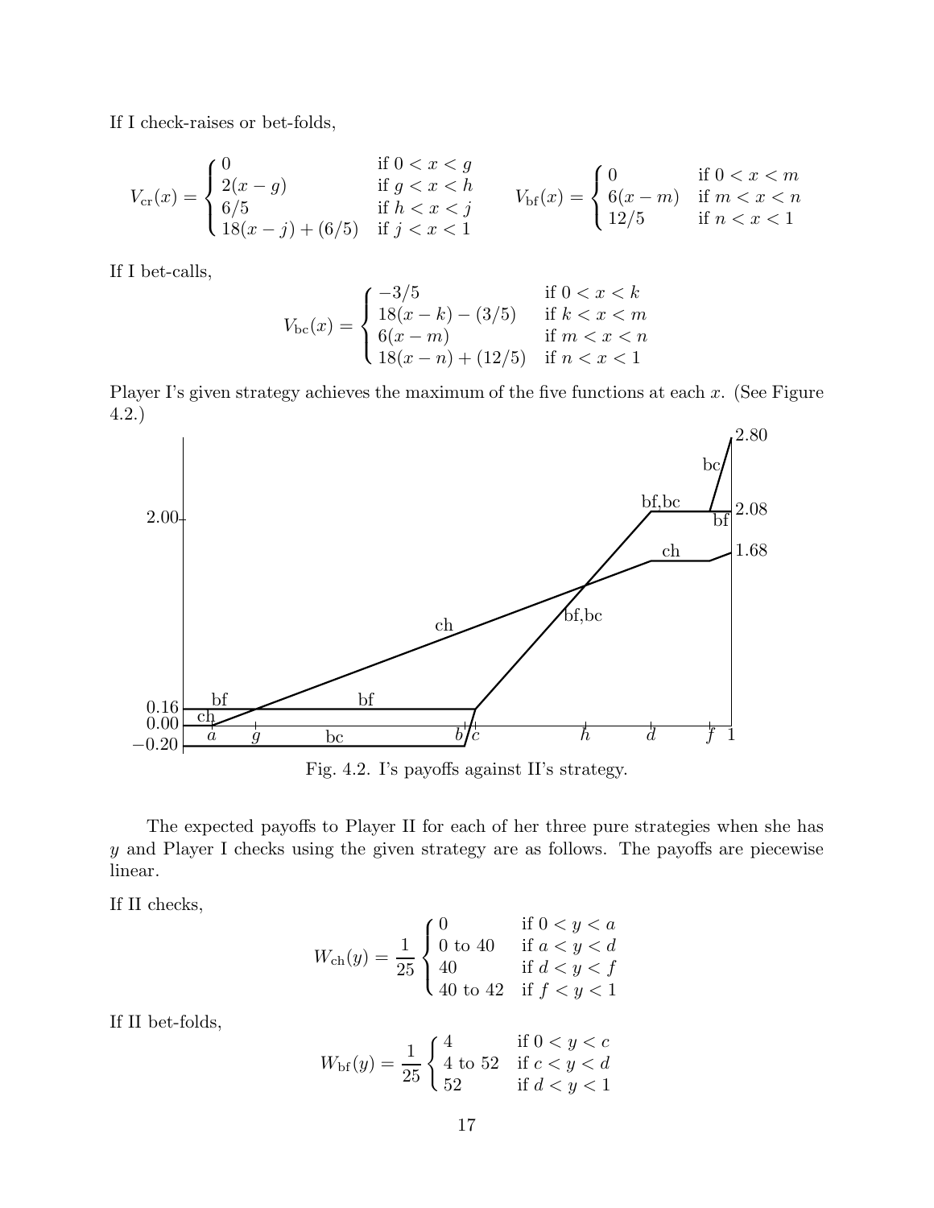If I check-raises or bet-folds,

$$V_{\mathrm{cr}}(x) = \begin{cases} 0 & \text{if } 0 < x < g \\ 2(x-g) & \text{if } g < x < h \\ 6/5 & \text{if } h < x < j \\ 18(x-j) + (6/5) & \text{if } j < x < 1 \end{cases} \qquad V_{\mathrm{bf}}(x) = \begin{cases} 0 & \text{if } 0 < x < m \\ 6(x-m) & \text{if } m < x < n \\ 12/5 & \text{if } n < x < 1 \end{cases}$$

If I bet-calls,

$$V_{\mathrm{bc}}(x) = \begin{cases} -3/5 & \text{if } 0 < x < k \\ 18(x-k) - (3/5) & \text{if } k < x < m \\ 6(x-m) & \text{if } m < x < n \\ 18(x-n) + (12/5) & \text{if } n < x < 1 \end{cases}$$

Player I's given strategy achieves the maximum of the five functions at each $x$. (See Figure 4.2.)

Fig. 4.2. I's payoffs against II's strategy.

The expected payoffs to Player II for each of her three pure strategies when she has $y$ and Player I checks using the given strategy are as follows. The payoffs are piecewise linear.

If II checks,

$$W_{\mathrm{ch}}(y) = \frac{1}{25} \begin{cases} 0 & \text{if } 0 < y < a \\ 0 \text{ to } 40 & \text{if } a < y < d \\ 40 & \text{if } d < y < f \\ 40 \text{ to } 42 & \text{if } f < y < 1 \end{cases}$$

If II bet-folds,

$$W_{\mathrm{bf}}(y) = \frac{1}{25} \begin{cases} 4 & \text{if } 0 < y < c \\ 4 \text{ to } 52 & \text{if } c < y < d \\ 52 & \text{if } d < y < 1 \end{cases}$$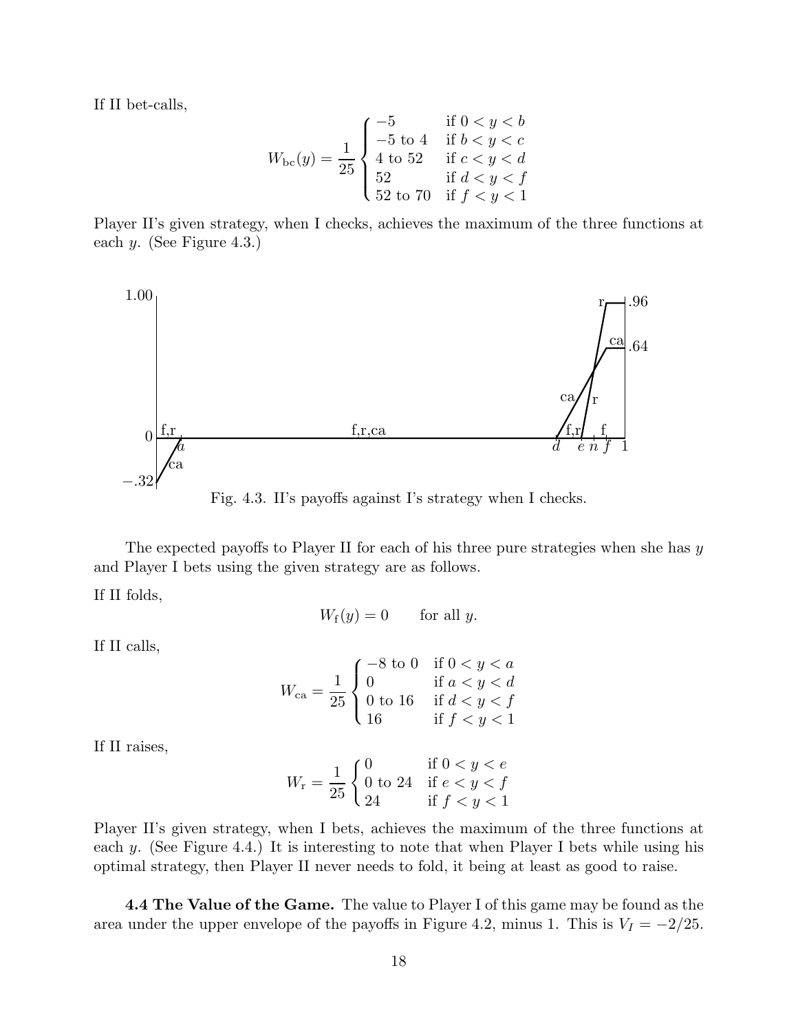If II bet-calls,

$$W_{\mathrm{bc}}(y) = \frac{1}{25}\begin{cases} -5 & \text{if } 0 < y < b \\ -5 \text{ to } 4 & \text{if } b < y < c \\ 4 \text{ to } 52 & \text{if } c < y < d \\ 52 & \text{if } d < y < f \\ 52 \text{ to } 70 & \text{if } f < y < 1 \end{cases}$$

Player II's given strategy, when I checks, achieves the maximum of the three functions at each $y$. (See Figure 4.3.)

Fig. 4.3. II's payoffs against I's strategy when I checks.

The expected payoffs to Player II for each of his three pure strategies when she has $y$ and Player I bets using the given strategy are as follows.

If II folds,

$$W_{\mathrm{f}}(y) = 0 \qquad \text{for all } y.$$

If II calls,

$$W_{\mathrm{ca}} = \frac{1}{25}\begin{cases} -8 \text{ to } 0 & \text{if } 0 < y < a \\ 0 & \text{if } a < y < d \\ 0 \text{ to } 16 & \text{if } d < y < f \\ 16 & \text{if } f < y < 1 \end{cases}$$

If II raises,

$$W_{\mathrm{r}} = \frac{1}{25}\begin{cases} 0 & \text{if } 0 < y < e \\ 0 \text{ to } 24 & \text{if } e < y < f \\ 24 & \text{if } f < y < 1 \end{cases}$$

Player II's given strategy, when I bets, achieves the maximum of the three functions at each $y$. (See Figure 4.4.) It is interesting to note that when Player I bets while using his optimal strategy, then Player II never needs to fold, it being at least as good to raise.

**4.4 The Value of the Game.** The value to Player I of this game may be found as the area under the upper envelope of the payoffs in Figure 4.2, minus 1. This is $V_I = -2/25$.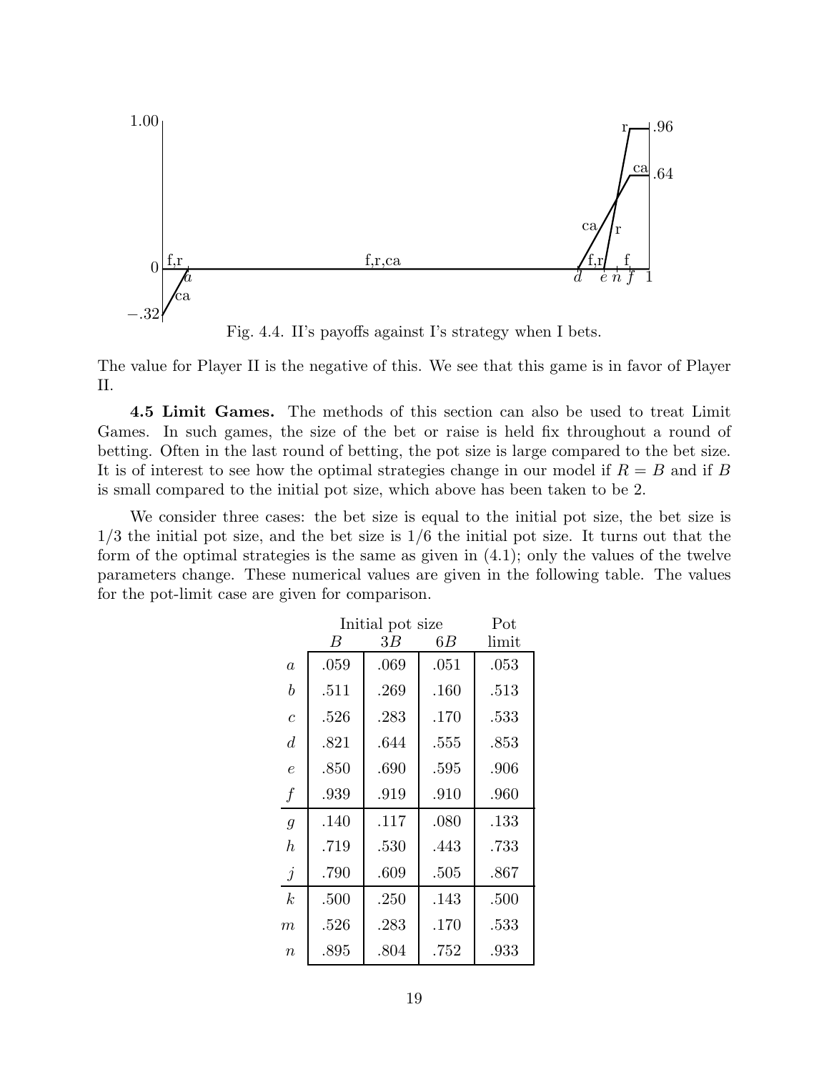Fig. 4.4. II's payoffs against I's strategy when I bets.

The value for Player II is the negative of this. We see that this game is in favor of Player II.

**4.5 Limit Games.** The methods of this section can also be used to treat Limit Games. In such games, the size of the bet or raise is held fix throughout a round of betting. Often in the last round of betting, the pot size is large compared to the bet size. It is of interest to see how the optimal strategies change in our model if $R = B$ and if $B$ is small compared to the initial pot size, which above has been taken to be 2.

We consider three cases: the bet size is equal to the initial pot size, the bet size is 1/3 the initial pot size, and the bet size is 1/6 the initial pot size. It turns out that the form of the optimal strategies is the same as given in (4.1); only the values of the twelve parameters change. These numerical values are given in the following table. The values for the pot-limit case are given for comparison.

| | Initial pot size | | | Pot |
|---|---|---|---|---|
| | $B$ | $3B$ | $6B$ | limit |
| $a$ | .059 | .069 | .051 | .053 |
| $b$ | .511 | .269 | .160 | .513 |
| $c$ | .526 | .283 | .170 | .533 |
| $d$ | .821 | .644 | .555 | .853 |
| $e$ | .850 | .690 | .595 | .906 |
| $f$ | .939 | .919 | .910 | .960 |
| $g$ | .140 | .117 | .080 | .133 |
| $h$ | .719 | .530 | .443 | .733 |
| $j$ | .790 | .609 | .505 | .867 |
| $k$ | .500 | .250 | .143 | .500 |
| $m$ | .526 | .283 | .170 | .533 |
| $n$ | .895 | .804 | .752 | .933 |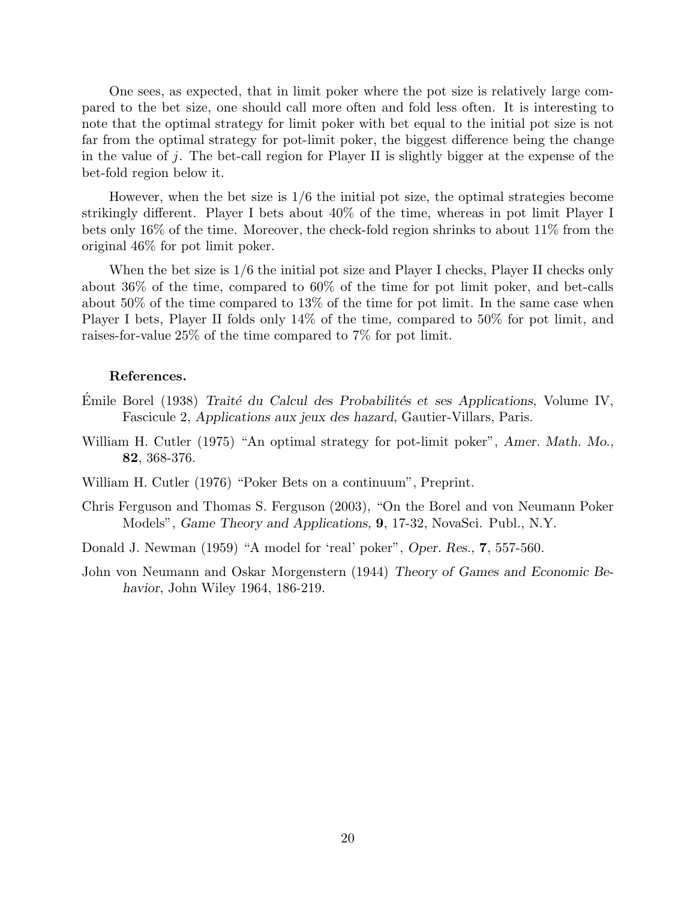One sees, as expected, that in limit poker where the pot size is relatively large compared to the bet size, one should call more often and fold less often. It is interesting to note that the optimal strategy for limit poker with bet equal to the initial pot size is not far from the optimal strategy for pot-limit poker, the biggest difference being the change in the value of $j$. The bet-call region for Player II is slightly bigger at the expense of the bet-fold region below it.

However, when the bet size is 1/6 the initial pot size, the optimal strategies become strikingly different. Player I bets about 40% of the time, whereas in pot limit Player I bets only 16% of the time. Moreover, the check-fold region shrinks to about 11% from the original 46% for pot limit poker.

When the bet size is 1/6 the initial pot size and Player I checks, Player II checks only about 36% of the time, compared to 60% of the time for pot limit poker, and bet-calls about 50% of the time compared to 13% of the time for pot limit. In the same case when Player I bets, Player II folds only 14% of the time, compared to 50% for pot limit, and raises-for-value 25% of the time compared to 7% for pot limit.

**References.**

Émile Borel (1938) *Traité du Calcul des Probabilités et ses Applications*, Volume IV, Fascicule 2, *Applications aux jeux des hazard*, Gautier-Villars, Paris.

William H. Cutler (1975) "An optimal strategy for pot-limit poker", *Amer. Math. Mo.,* **82**, 368-376.

William H. Cutler (1976) "Poker Bets on a continuum", Preprint.

Chris Ferguson and Thomas S. Ferguson (2003), "On the Borel and von Neumann Poker Models", *Game Theory and Applications,* **9**, 17-32, NovaSci. Publ., N.Y.

Donald J. Newman (1959) "A model for 'real' poker", *Oper. Res.,* **7**, 557-560.

John von Neumann and Oskar Morgenstern (1944) *Theory of Games and Economic Behavior*, John Wiley 1964, 186-219.